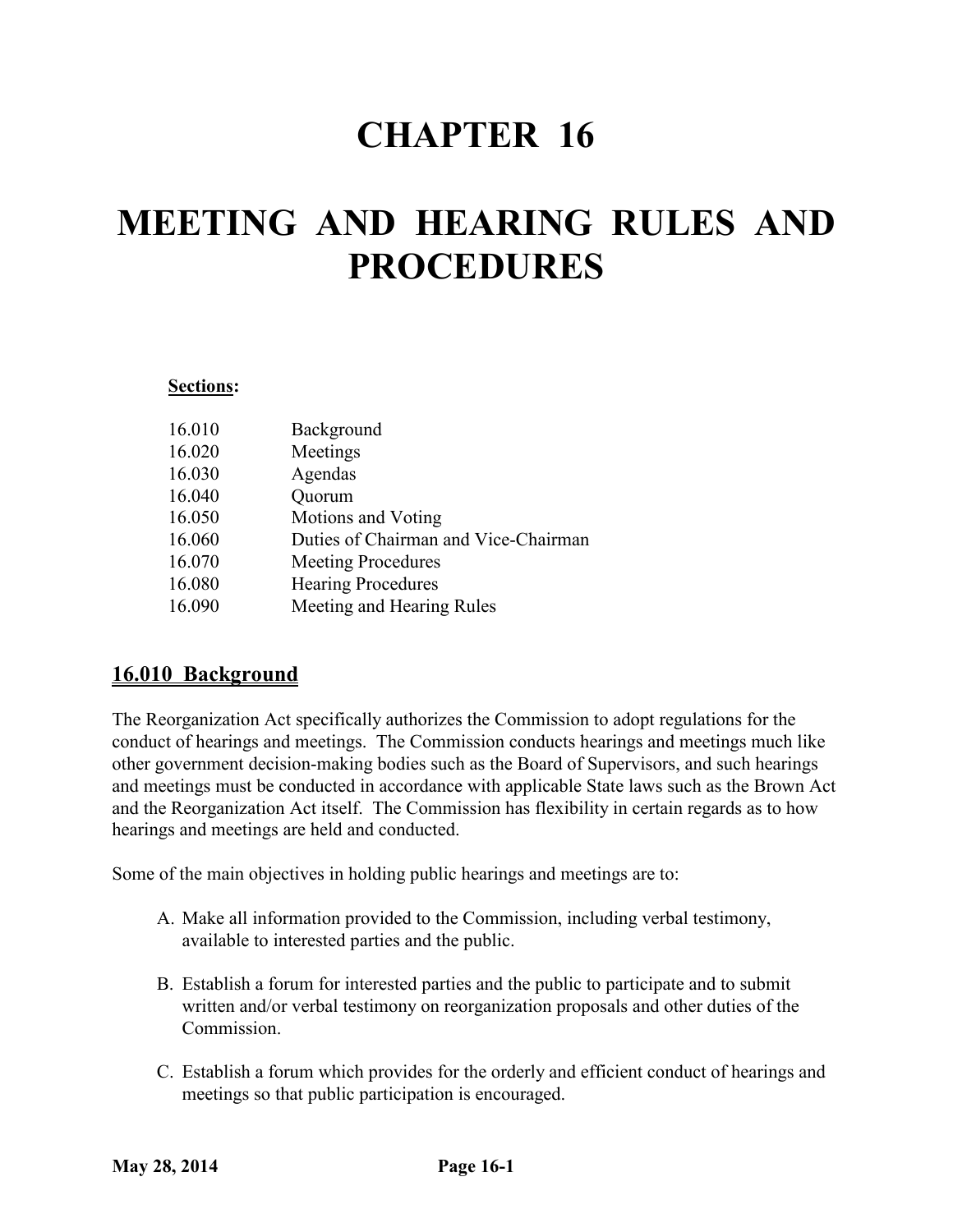# CHAPTER 16

# MEETING AND HEARING RULES AND PROCEDURES

**<u>Sections</u>:**

| | |
|---|---|
| 16.010 | Background |
| 16.020 | Meetings |
| 16.030 | Agendas |
| 16.040 | Quorum |
| 16.050 | Motions and Voting |
| 16.060 | Duties of Chairman and Vice-Chairman |
| 16.070 | Meeting Procedures |
| 16.080 | Hearing Procedures |
| 16.090 | Meeting and Hearing Rules |

## 16.010 Background

The Reorganization Act specifically authorizes the Commission to adopt regulations for the conduct of hearings and meetings. The Commission conducts hearings and meetings much like other government decision-making bodies such as the Board of Supervisors, and such hearings and meetings must be conducted in accordance with applicable State laws such as the Brown Act and the Reorganization Act itself. The Commission has flexibility in certain regards as to how hearings and meetings are held and conducted.

Some of the main objectives in holding public hearings and meetings are to:

A. Make all information provided to the Commission, including verbal testimony, available to interested parties and the public.

B. Establish a forum for interested parties and the public to participate and to submit written and/or verbal testimony on reorganization proposals and other duties of the Commission.

C. Establish a forum which provides for the orderly and efficient conduct of hearings and meetings so that public participation is encouraged.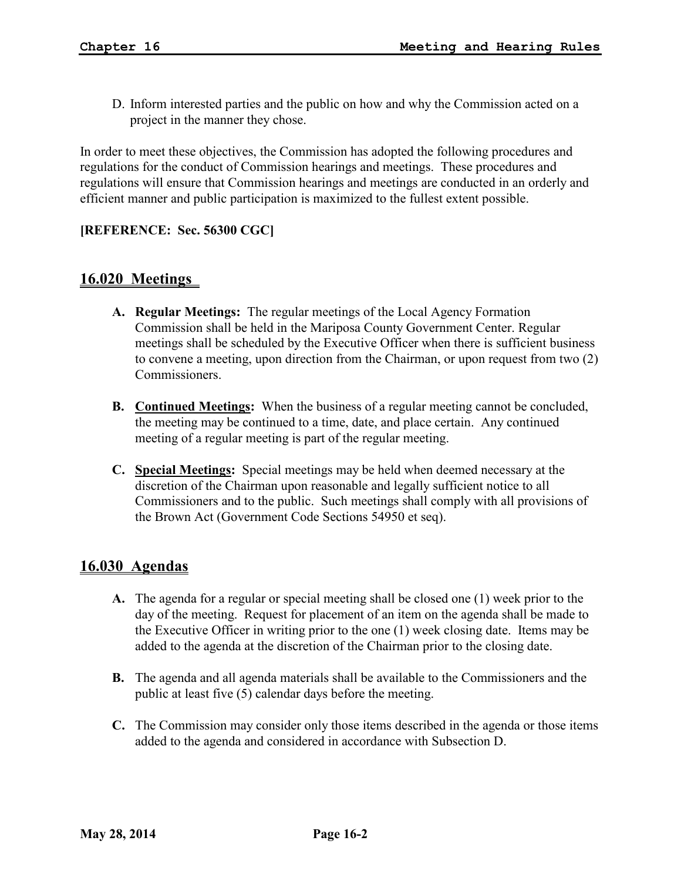D. Inform interested parties and the public on how and why the Commission acted on a project in the manner they chose.

In order to meet these objectives, the Commission has adopted the following procedures and regulations for the conduct of Commission hearings and meetings. These procedures and regulations will ensure that Commission hearings and meetings are conducted in an orderly and efficient manner and public participation is maximized to the fullest extent possible.

**[REFERENCE: Sec. 56300 CGC]**

## 16.020 Meetings

**A. Regular Meetings:** The regular meetings of the Local Agency Formation Commission shall be held in the Mariposa County Government Center. Regular meetings shall be scheduled by the Executive Officer when there is sufficient business to convene a meeting, upon direction from the Chairman, or upon request from two (2) Commissioners.

**B. Continued Meetings:** When the business of a regular meeting cannot be concluded, the meeting may be continued to a time, date, and place certain. Any continued meeting of a regular meeting is part of the regular meeting.

**C. Special Meetings:** Special meetings may be held when deemed necessary at the discretion of the Chairman upon reasonable and legally sufficient notice to all Commissioners and to the public. Such meetings shall comply with all provisions of the Brown Act (Government Code Sections 54950 et seq).

## 16.030 Agendas

**A.** The agenda for a regular or special meeting shall be closed one (1) week prior to the day of the meeting. Request for placement of an item on the agenda shall be made to the Executive Officer in writing prior to the one (1) week closing date. Items may be added to the agenda at the discretion of the Chairman prior to the closing date.

**B.** The agenda and all agenda materials shall be available to the Commissioners and the public at least five (5) calendar days before the meeting.

**C.** The Commission may consider only those items described in the agenda or those items added to the agenda and considered in accordance with Subsection D.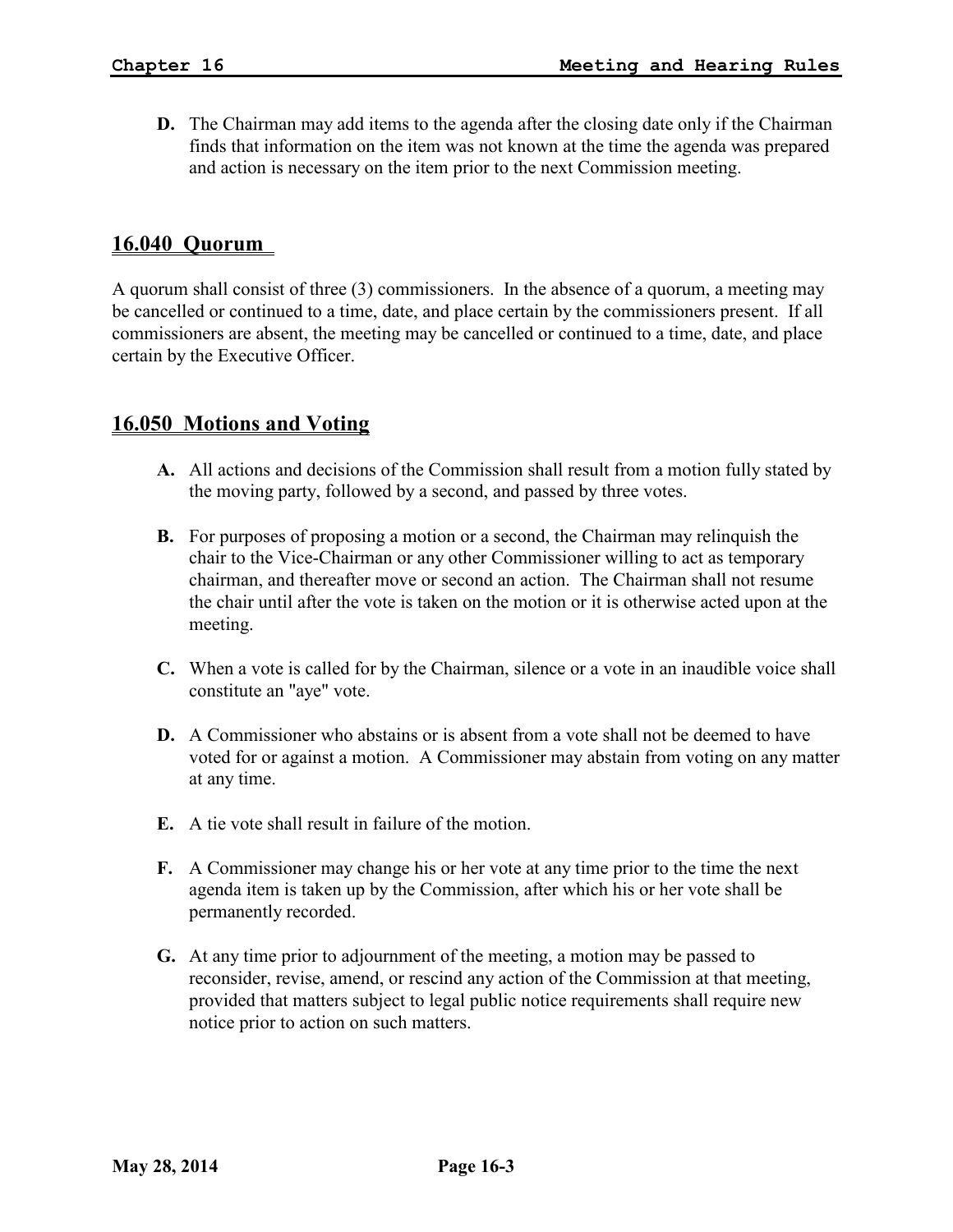**D.** The Chairman may add items to the agenda after the closing date only if the Chairman finds that information on the item was not known at the time the agenda was prepared and action is necessary on the item prior to the next Commission meeting.

## 16.040 Quorum

A quorum shall consist of three (3) commissioners. In the absence of a quorum, a meeting may be cancelled or continued to a time, date, and place certain by the commissioners present. If all commissioners are absent, the meeting may be cancelled or continued to a time, date, and place certain by the Executive Officer.

## 16.050 Motions and Voting

**A.** All actions and decisions of the Commission shall result from a motion fully stated by the moving party, followed by a second, and passed by three votes.

**B.** For purposes of proposing a motion or a second, the Chairman may relinquish the chair to the Vice-Chairman or any other Commissioner willing to act as temporary chairman, and thereafter move or second an action. The Chairman shall not resume the chair until after the vote is taken on the motion or it is otherwise acted upon at the meeting.

**C.** When a vote is called for by the Chairman, silence or a vote in an inaudible voice shall constitute an "aye" vote.

**D.** A Commissioner who abstains or is absent from a vote shall not be deemed to have voted for or against a motion. A Commissioner may abstain from voting on any matter at any time.

**E.** A tie vote shall result in failure of the motion.

**F.** A Commissioner may change his or her vote at any time prior to the time the next agenda item is taken up by the Commission, after which his or her vote shall be permanently recorded.

**G.** At any time prior to adjournment of the meeting, a motion may be passed to reconsider, revise, amend, or rescind any action of the Commission at that meeting, provided that matters subject to legal public notice requirements shall require new notice prior to action on such matters.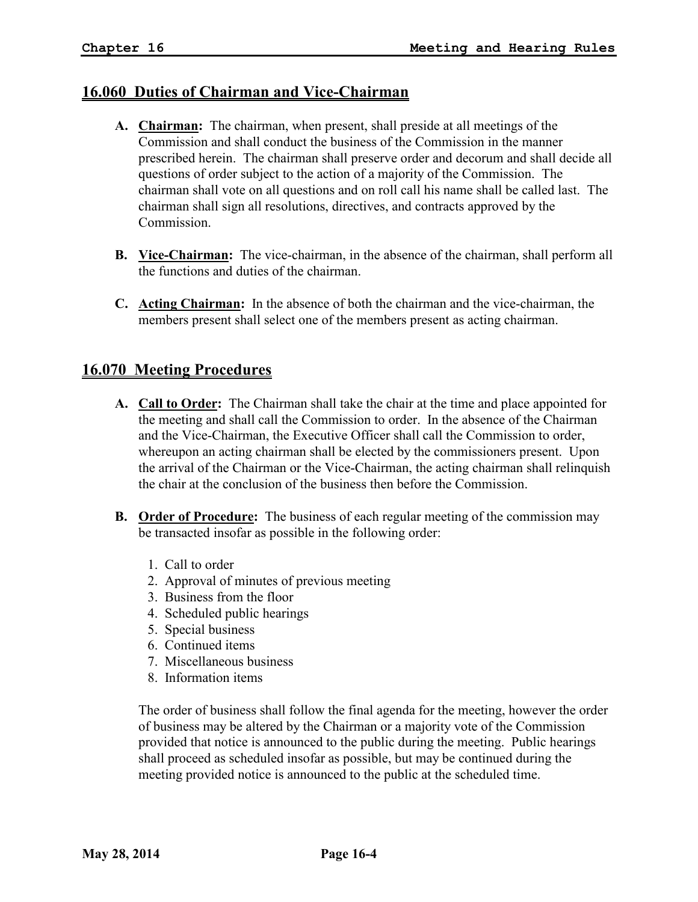## 16.060 Duties of Chairman and Vice-Chairman

A. **Chairman:** The chairman, when present, shall preside at all meetings of the Commission and shall conduct the business of the Commission in the manner prescribed herein. The chairman shall preserve order and decorum and shall decide all questions of order subject to the action of a majority of the Commission. The chairman shall vote on all questions and on roll call his name shall be called last. The chairman shall sign all resolutions, directives, and contracts approved by the Commission.

B. **Vice-Chairman:** The vice-chairman, in the absence of the chairman, shall perform all the functions and duties of the chairman.

C. **Acting Chairman:** In the absence of both the chairman and the vice-chairman, the members present shall select one of the members present as acting chairman.

## 16.070 Meeting Procedures

A. **Call to Order:** The Chairman shall take the chair at the time and place appointed for the meeting and shall call the Commission to order. In the absence of the Chairman and the Vice-Chairman, the Executive Officer shall call the Commission to order, whereupon an acting chairman shall be elected by the commissioners present. Upon the arrival of the Chairman or the Vice-Chairman, the acting chairman shall relinquish the chair at the conclusion of the business then before the Commission.

B. **Order of Procedure:** The business of each regular meeting of the commission may be transacted insofar as possible in the following order:

   1. Call to order
   2. Approval of minutes of previous meeting
   3. Business from the floor
   4. Scheduled public hearings
   5. Special business
   6. Continued items
   7. Miscellaneous business
   8. Information items

   The order of business shall follow the final agenda for the meeting, however the order of business may be altered by the Chairman or a majority vote of the Commission provided that notice is announced to the public during the meeting. Public hearings shall proceed as scheduled insofar as possible, but may be continued during the meeting provided notice is announced to the public at the scheduled time.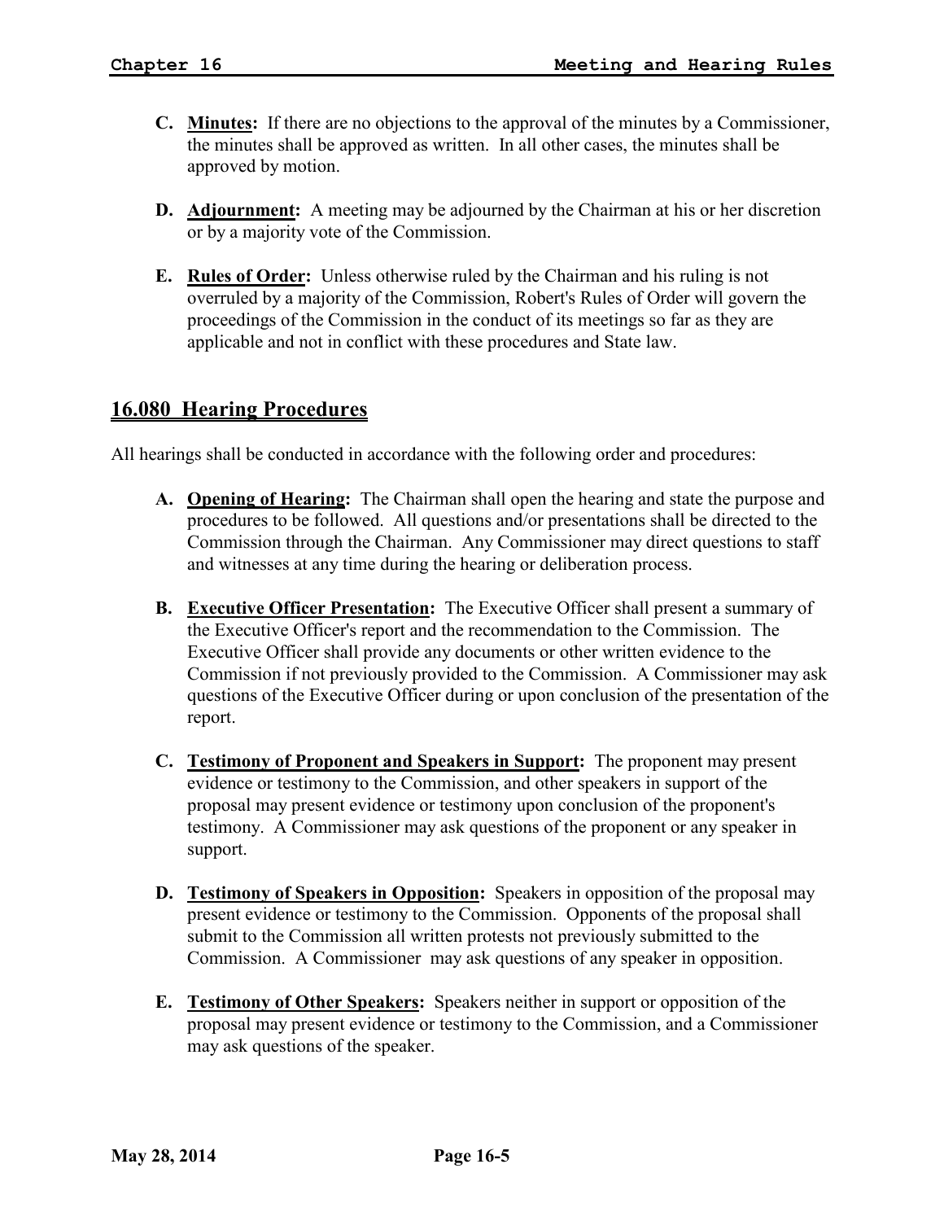**C. Minutes:** If there are no objections to the approval of the minutes by a Commissioner, the minutes shall be approved as written. In all other cases, the minutes shall be approved by motion.

**D. Adjournment:** A meeting may be adjourned by the Chairman at his or her discretion or by a majority vote of the Commission.

**E. Rules of Order:** Unless otherwise ruled by the Chairman and his ruling is not overruled by a majority of the Commission, Robert's Rules of Order will govern the proceedings of the Commission in the conduct of its meetings so far as they are applicable and not in conflict with these procedures and State law.

## 16.080 Hearing Procedures

All hearings shall be conducted in accordance with the following order and procedures:

**A. Opening of Hearing:** The Chairman shall open the hearing and state the purpose and procedures to be followed. All questions and/or presentations shall be directed to the Commission through the Chairman. Any Commissioner may direct questions to staff and witnesses at any time during the hearing or deliberation process.

**B. Executive Officer Presentation:** The Executive Officer shall present a summary of the Executive Officer's report and the recommendation to the Commission. The Executive Officer shall provide any documents or other written evidence to the Commission if not previously provided to the Commission. A Commissioner may ask questions of the Executive Officer during or upon conclusion of the presentation of the report.

**C. Testimony of Proponent and Speakers in Support:** The proponent may present evidence or testimony to the Commission, and other speakers in support of the proposal may present evidence or testimony upon conclusion of the proponent's testimony. A Commissioner may ask questions of the proponent or any speaker in support.

**D. Testimony of Speakers in Opposition:** Speakers in opposition of the proposal may present evidence or testimony to the Commission. Opponents of the proposal shall submit to the Commission all written protests not previously submitted to the Commission. A Commissioner may ask questions of any speaker in opposition.

**E. Testimony of Other Speakers:** Speakers neither in support or opposition of the proposal may present evidence or testimony to the Commission, and a Commissioner may ask questions of the speaker.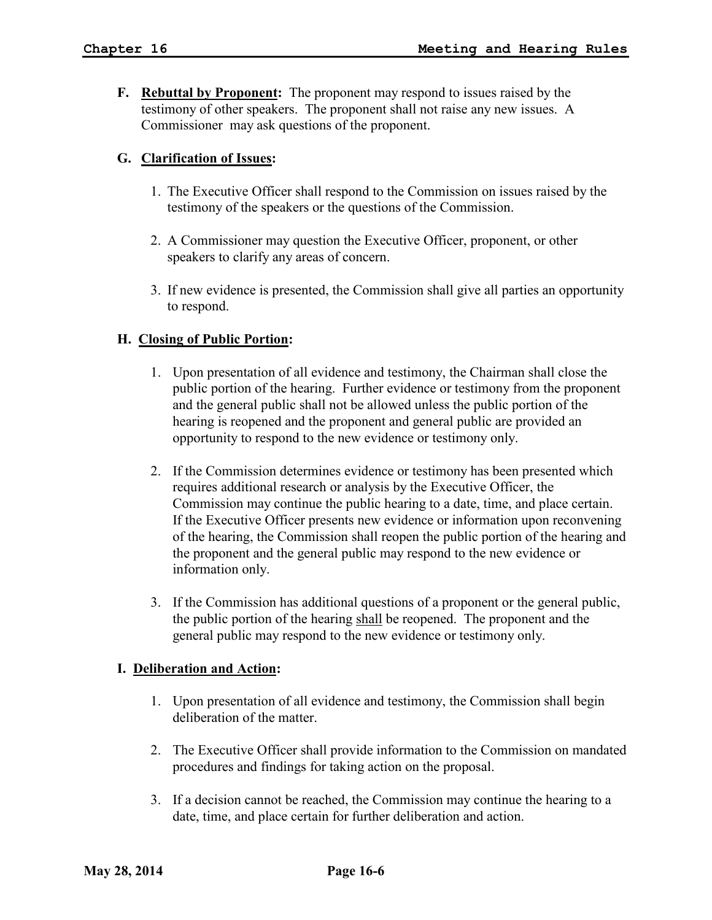**F. Rebuttal by Proponent:** The proponent may respond to issues raised by the testimony of other speakers. The proponent shall not raise any new issues. A Commissioner may ask questions of the proponent.

**G. Clarification of Issues:**

1. The Executive Officer shall respond to the Commission on issues raised by the testimony of the speakers or the questions of the Commission.

2. A Commissioner may question the Executive Officer, proponent, or other speakers to clarify any areas of concern.

3. If new evidence is presented, the Commission shall give all parties an opportunity to respond.

**H. Closing of Public Portion:**

1. Upon presentation of all evidence and testimony, the Chairman shall close the public portion of the hearing. Further evidence or testimony from the proponent and the general public shall not be allowed unless the public portion of the hearing is reopened and the proponent and general public are provided an opportunity to respond to the new evidence or testimony only.

2. If the Commission determines evidence or testimony has been presented which requires additional research or analysis by the Executive Officer, the Commission may continue the public hearing to a date, time, and place certain. If the Executive Officer presents new evidence or information upon reconvening of the hearing, the Commission shall reopen the public portion of the hearing and the proponent and the general public may respond to the new evidence or information only.

3. If the Commission has additional questions of a proponent or the general public, the public portion of the hearing <u>shall</u> be reopened. The proponent and the general public may respond to the new evidence or testimony only.

**I. Deliberation and Action:**

1. Upon presentation of all evidence and testimony, the Commission shall begin deliberation of the matter.

2. The Executive Officer shall provide information to the Commission on mandated procedures and findings for taking action on the proposal.

3. If a decision cannot be reached, the Commission may continue the hearing to a date, time, and place certain for further deliberation and action.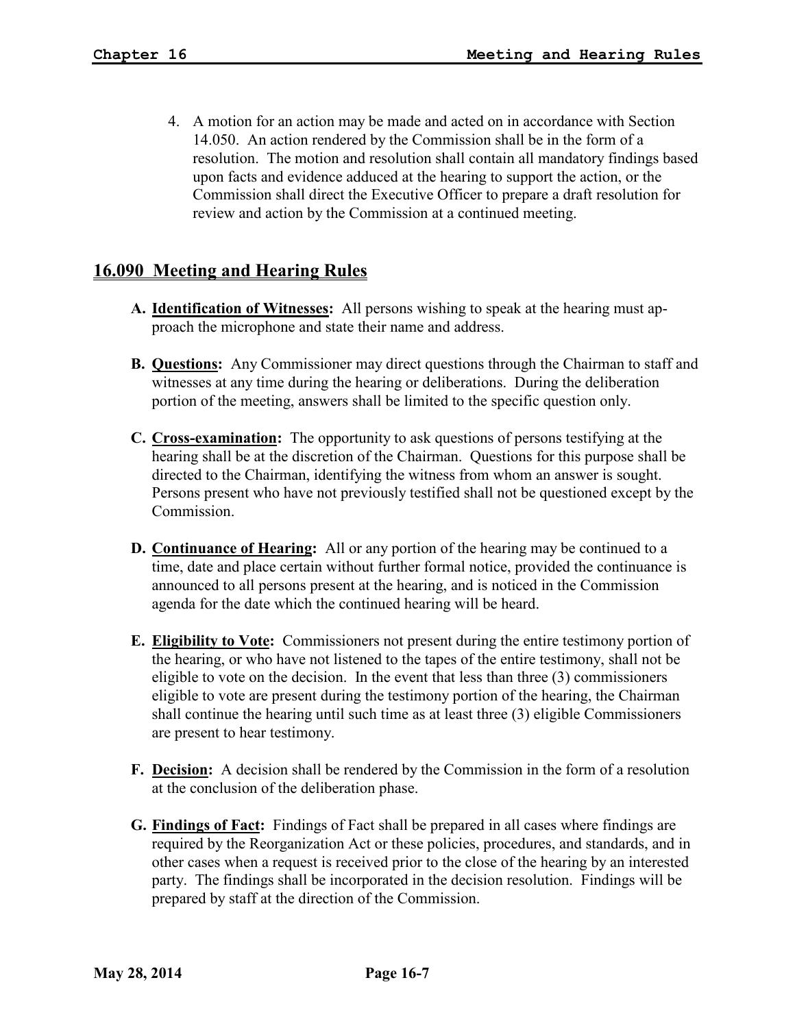4. A motion for an action may be made and acted on in accordance with Section 14.050. An action rendered by the Commission shall be in the form of a resolution. The motion and resolution shall contain all mandatory findings based upon facts and evidence adduced at the hearing to support the action, or the Commission shall direct the Executive Officer to prepare a draft resolution for review and action by the Commission at a continued meeting.

## 16.090 Meeting and Hearing Rules

**A. Identification of Witnesses:** All persons wishing to speak at the hearing must approach the microphone and state their name and address.

**B. Questions:** Any Commissioner may direct questions through the Chairman to staff and witnesses at any time during the hearing or deliberations. During the deliberation portion of the meeting, answers shall be limited to the specific question only.

**C. Cross-examination:** The opportunity to ask questions of persons testifying at the hearing shall be at the discretion of the Chairman. Questions for this purpose shall be directed to the Chairman, identifying the witness from whom an answer is sought. Persons present who have not previously testified shall not be questioned except by the Commission.

**D. Continuance of Hearing:** All or any portion of the hearing may be continued to a time, date and place certain without further formal notice, provided the continuance is announced to all persons present at the hearing, and is noticed in the Commission agenda for the date which the continued hearing will be heard.

**E. Eligibility to Vote:** Commissioners not present during the entire testimony portion of the hearing, or who have not listened to the tapes of the entire testimony, shall not be eligible to vote on the decision. In the event that less than three (3) commissioners eligible to vote are present during the testimony portion of the hearing, the Chairman shall continue the hearing until such time as at least three (3) eligible Commissioners are present to hear testimony.

**F. Decision:** A decision shall be rendered by the Commission in the form of a resolution at the conclusion of the deliberation phase.

**G. Findings of Fact:** Findings of Fact shall be prepared in all cases where findings are required by the Reorganization Act or these policies, procedures, and standards, and in other cases when a request is received prior to the close of the hearing by an interested party. The findings shall be incorporated in the decision resolution. Findings will be prepared by staff at the direction of the Commission.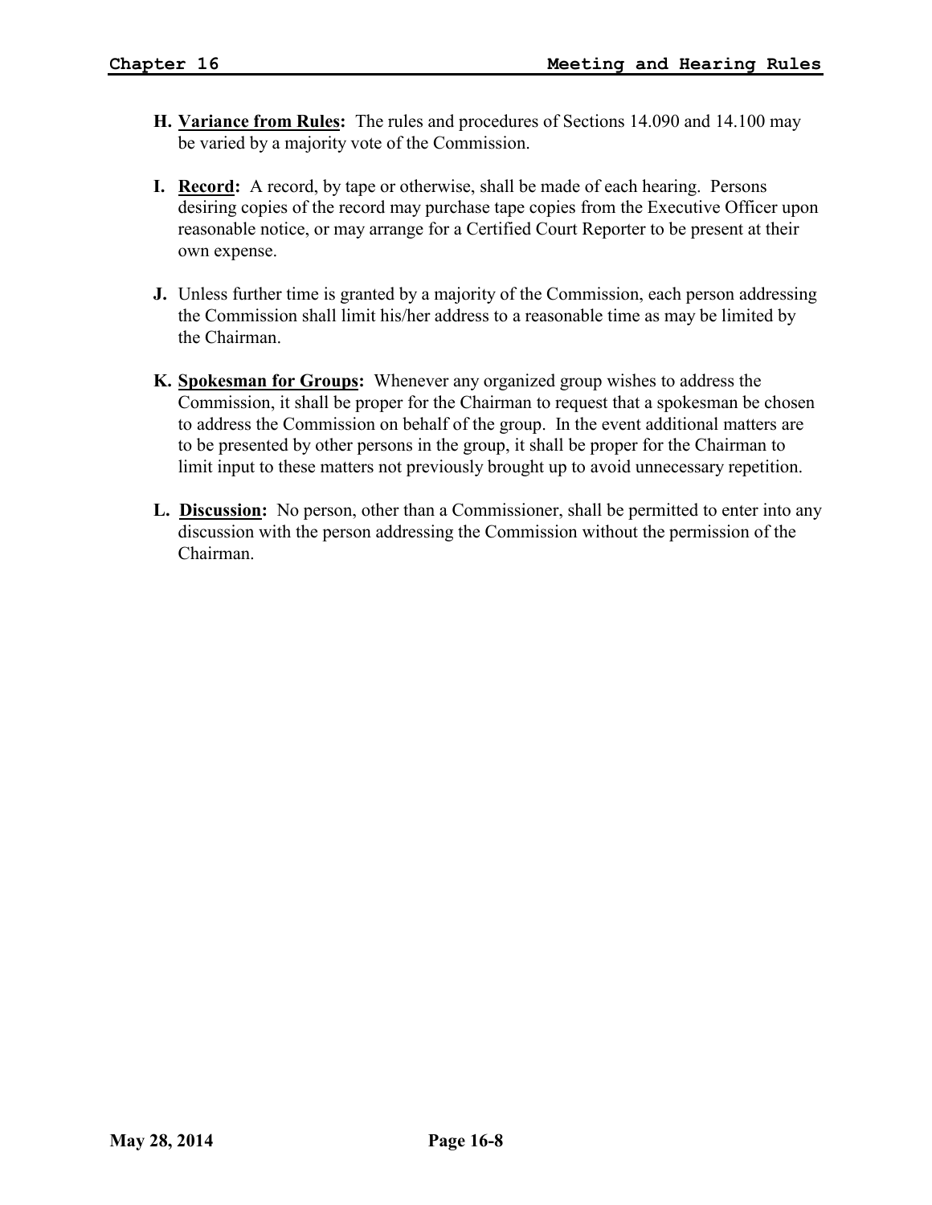**H.** **Variance from Rules:** The rules and procedures of Sections 14.090 and 14.100 may be varied by a majority vote of the Commission.

**I.** **Record:** A record, by tape or otherwise, shall be made of each hearing. Persons desiring copies of the record may purchase tape copies from the Executive Officer upon reasonable notice, or may arrange for a Certified Court Reporter to be present at their own expense.

**J.** Unless further time is granted by a majority of the Commission, each person addressing the Commission shall limit his/her address to a reasonable time as may be limited by the Chairman.

**K.** **Spokesman for Groups:** Whenever any organized group wishes to address the Commission, it shall be proper for the Chairman to request that a spokesman be chosen to address the Commission on behalf of the group. In the event additional matters are to be presented by other persons in the group, it shall be proper for the Chairman to limit input to these matters not previously brought up to avoid unnecessary repetition.

**L.** **Discussion:** No person, other than a Commissioner, shall be permitted to enter into any discussion with the person addressing the Commission without the permission of the Chairman.